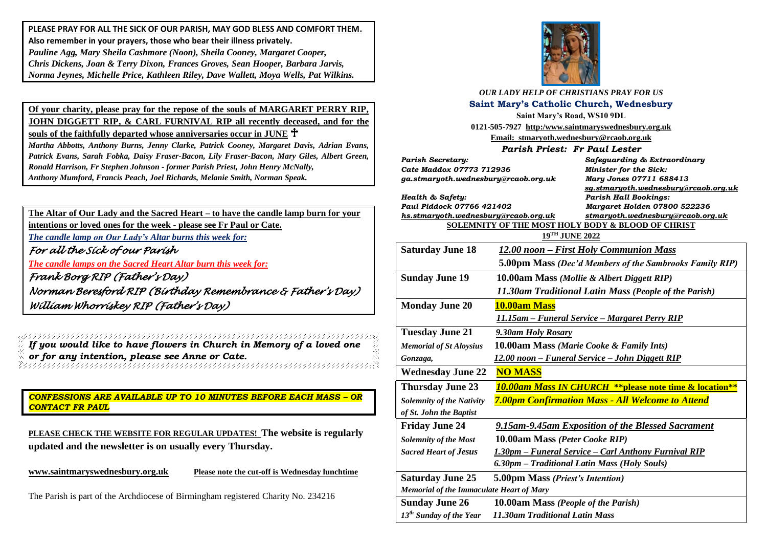**PLEASE PRAY FOR ALL THE SICK OF OUR PARISH, MAY GOD BLESS AND COMFORT THEM.**

**Also remember in your prayers, those who bear their illness privately.**

*Pauline Agg, Mary Sheila Cashmore (Noon), Sheila Cooney, Margaret Cooper, Chris Dickens, Joan & Terry Dixon, Frances Groves, Sean Hooper, Barbara Jarvis, Norma Jeynes, Michelle Price, Kathleen Riley, Dave Wallett, Moya Wells, Pat Wilkins.*

**Of your charity, please pray for the repose of the souls of MARGARET PERRY RIP, JOHN DIGGETT RIP, & CARL FURNIVAL RIP all recently deceased, and for the souls of the faithfully departed whose anniversaries occur in JUNE** ✝

*Martha Abbotts, Anthony Burns, Jenny Clarke, Patrick Cooney, Margaret Davis, Adrian Evans, Patrick Evans, Sarah Fobka, Daisy Fraser-Bacon, Lily Fraser-Bacon, Mary Giles, Albert Green, Ronald Harrison, Fr Stephen Johnson - former Parish Priest, John Henry McNally, Anthony Mumford, Francis Peach, Joel Richards, Melanie Smith, Norman Speak.*

**The Altar of Our Lady and the Sacred Heart – to have the candle lamp burn for your intentions or loved ones for the week - please see Fr Paul or Cate.**

*The candle lamp on Our Lady's Altar burns this week for:*

*For all the Sick of our Parish*

*The candle lamps on the Sacred Heart Altar burn this week for:*

*Frank Borg RIP (Father's Day)*

*Norman Beresford RIP (Birthday Remembrance & Father's Day)*

*William Whorriskey RIP (Father's Day)*

***If you would like to have flowers in Church in Memory of a loved one or for any intention, please see Anne or Cate.***

***CONFESSIONS ARE AVAILABLE UP TO 10 MINUTES BEFORE EACH MASS – OR CONTACT FR PAUL***

**PLEASE CHECK THE WEBSITE FOR REGULAR UPDATES!** **The website is regularly updated and the newsletter is on usually every Thursday.**

**www.saintmaryswednesbury.org.uk** **Please note the cut-off is Wednesday lunchtime**

The Parish is part of the Archdiocese of Birmingham registered Charity No. 234216

*OUR LADY HELP OF CHRISTIANS PRAY FOR US*

## Saint Mary's Catholic Church, Wednesbury

**Saint Mary's Road, WS10 9DL**

**0121-505-7927 http:/www.saintmaryswednesbury.org.uk**

**Email: stmaryoth.wednesbury@rcaob.org.uk**

***Parish Priest: Fr Paul Lester***

*Parish Secretary:*
*Cate Maddox 07773 712936*
*ga.stmaryoth.wednesbury@rcaob.org.uk*

*Safeguarding & Extraordinary Minister for the Sick:*
*Mary Jones 07711 688413*
*sg.stmaryoth.wednesbury@rcaob.org.uk*

*Health & Safety:*
*Paul Piddock 07766 421402*
*hs.stmaryoth.wednesbury@rcaob.org.uk*

*Parish Hall Bookings:*
*Margaret Holden 07800 522236*
*stmaryoth.wednesbury@rcaob.org.uk*

**SOLEMNITY OF THE MOST HOLY BODY & BLOOD OF CHRIST**

**19TH JUNE 2022**

| | |
|---|---|
| **Saturday June 18** | *12.00 noon – First Holy Communion Mass* |
| | **5.00pm Mass** *(Dec'd Members of the Sambrooks Family RIP)* |
| **Sunday June 19** | **10.00am Mass** *(Mollie & Albert Diggett RIP)* |
| | *11.30am Traditional Latin Mass (People of the Parish)* |
| **Monday June 20** | **10.00am Mass** |
| | *11.15am – Funeral Service – Margaret Perry RIP* |
| **Tuesday June 21** | *9.30am Holy Rosary* |
| *Memorial of St Aloysius Gonzaga,* | **10.00am Mass** *(Marie Cooke & Family Ints)* |
| | *12.00 noon – Funeral Service – John Diggett RIP* |
| **Wednesday June 22** | **NO MASS** |
| **Thursday June 23** | ***10.00am Mass IN CHURCH \*\*please note time & location\*\**** |
| *Solemnity of the Nativity of St. John the Baptist* | ***7.00pm Confirmation Mass - All Welcome to Attend*** |
| **Friday June 24** | *9.15am-9.45am Exposition of the Blessed Sacrament* |
| *Solemnity of the Most Sacred Heart of Jesus* | **10.00am Mass** *(Peter Cooke RIP)* |
| | *1.30pm – Funeral Service – Carl Anthony Furnival RIP* |
| | *6.30pm – Traditional Latin Mass (Holy Souls)* |
| **Saturday June 25** | **5.00pm Mass** *(Priest's Intention)* |
| *Memorial of the Immaculate Heart of Mary* | |
| **Sunday June 26** | **10.00am Mass** *(People of the Parish)* |
| *13th Sunday of the Year* | *11.30am Traditional Latin Mass* |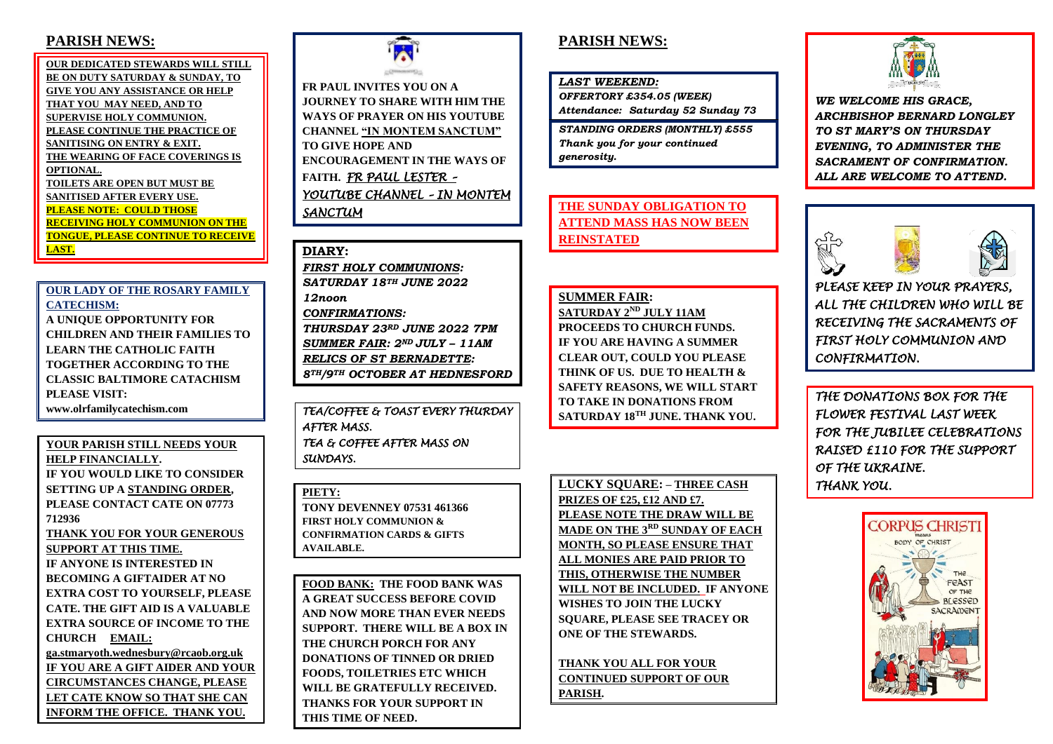## PARISH NEWS:

**OUR DEDICATED STEWARDS WILL STILL BE ON DUTY SATURDAY & SUNDAY, TO GIVE YOU ANY ASSISTANCE OR HELP THAT YOU MAY NEED, AND TO SUPERVISE HOLY COMMUNION.**
**PLEASE CONTINUE THE PRACTICE OF SANITISING ON ENTRY & EXIT.**
**THE WEARING OF FACE COVERINGS IS OPTIONAL.**
**TOILETS ARE OPEN BUT MUST BE SANITISED AFTER EVERY USE.**
**PLEASE NOTE: COULD THOSE RECEIVING HOLY COMMUNION ON THE TONGUE, PLEASE CONTINUE TO RECEIVE LAST.**

**OUR LADY OF THE ROSARY FAMILY CATECHISM:**
**A UNIQUE OPPORTUNITY FOR CHILDREN AND THEIR FAMILIES TO LEARN THE CATHOLIC FAITH TOGETHER ACCORDING TO THE CLASSIC BALTIMORE CATACHISM PLEASE VISIT:**
**www.olrfamilycatechism.com**

**YOUR PARISH STILL NEEDS YOUR HELP FINANCIALLY.**
**IF YOU WOULD LIKE TO CONSIDER SETTING UP A STANDING ORDER, PLEASE CONTACT CATE ON 07773 712936**
**THANK YOU FOR YOUR GENEROUS SUPPORT AT THIS TIME.**
**IF ANYONE IS INTERESTED IN BECOMING A GIFTAIDER AT NO EXTRA COST TO YOURSELF, PLEASE CATE. THE GIFT AID IS A VALUABLE EXTRA SOURCE OF INCOME TO THE CHURCH EMAIL: ga.stmaryoth.wednesbury@rcaob.org.uk**
**IF YOU ARE A GIFT AIDER AND YOUR CIRCUMSTANCES CHANGE, PLEASE LET CATE KNOW SO THAT SHE CAN INFORM THE OFFICE. THANK YOU.**

**FR PAUL INVITES YOU ON A JOURNEY TO SHARE WITH HIM THE WAYS OF PRAYER ON HIS YOUTUBE CHANNEL "IN MONTEM SANCTUM" TO GIVE HOPE AND ENCOURAGEMENT IN THE WAYS OF FAITH.** *FR PAUL LESTER – YOUTUBE CHANNEL – IN MONTEM SANCTUM*

**DIARY:**
***FIRST HOLY COMMUNIONS:***
***SATURDAY 18TH JUNE 2022***
***12noon***
***CONFIRMATIONS:***
***THURSDAY 23RD JUNE 2022 7PM***
***SUMMER FAIR: 2ND JULY – 11AM***
***RELICS OF ST BERNADETTE:***
***8TH/9TH OCTOBER AT HEDNESFORD***

*TEA/COFFEE & TOAST EVERY THURDAY AFTER MASS.*
*TEA & COFFEE AFTER MASS ON SUNDAYS.*

**PIETY:**
**TONY DEVENNEY 07531 461366**
**FIRST HOLY COMMUNION & CONFIRMATION CARDS & GIFTS AVAILABLE.**

**FOOD BANK: THE FOOD BANK WAS A GREAT SUCCESS BEFORE COVID AND NOW MORE THAN EVER NEEDS SUPPORT. THERE WILL BE A BOX IN THE CHURCH PORCH FOR ANY DONATIONS OF TINNED OR DRIED FOODS, TOILETRIES ETC WHICH WILL BE GRATEFULLY RECEIVED. THANKS FOR YOUR SUPPORT IN THIS TIME OF NEED.**

## PARISH NEWS:

***LAST WEEKEND:***
***OFFERTORY £354.05 (WEEK)***
***Attendance: Saturday 52 Sunday 73***

***STANDING ORDERS (MONTHLY) £555***
***Thank you for your continued generosity.***

**THE SUNDAY OBLIGATION TO ATTEND MASS HAS NOW BEEN REINSTATED**

**SUMMER FAIR:**
**SATURDAY 2ND JULY 11AM**
**PROCEEDS TO CHURCH FUNDS.**
**IF YOU ARE HAVING A SUMMER CLEAR OUT, COULD YOU PLEASE THINK OF US. DUE TO HEALTH & SAFETY REASONS, WE WILL START TO TAKE IN DONATIONS FROM SATURDAY 18TH JUNE. THANK YOU.**

**LUCKY SQUARE: – THREE CASH PRIZES OF £25, £12 AND £7.**
**PLEASE NOTE THE DRAW WILL BE MADE ON THE 3RD SUNDAY OF EACH MONTH, SO PLEASE ENSURE THAT ALL MONIES ARE PAID PRIOR TO THIS, OTHERWISE THE NUMBER WILL NOT BE INCLUDED. IF ANYONE WISHES TO JOIN THE LUCKY SQUARE, PLEASE SEE TRACEY OR ONE OF THE STEWARDS.**

**THANK YOU ALL FOR YOUR CONTINUED SUPPORT OF OUR PARISH.**

***WE WELCOME HIS GRACE, ARCHBISHOP BERNARD LONGLEY TO ST MARY'S ON THURSDAY EVENING, TO ADMINISTER THE SACRAMENT OF CONFIRMATION. ALL ARE WELCOME TO ATTEND.***

*PLEASE KEEP IN YOUR PRAYERS, ALL THE CHILDREN WHO WILL BE RECEIVING THE SACRAMENTS OF FIRST HOLY COMMUNION AND CONFIRMATION.*

*THE DONATIONS BOX FOR THE FLOWER FESTIVAL LAST WEEK FOR THE JUBILEE CELEBRATIONS RAISED £110 FOR THE SUPPORT OF THE UKRAINE. THANK YOU.*